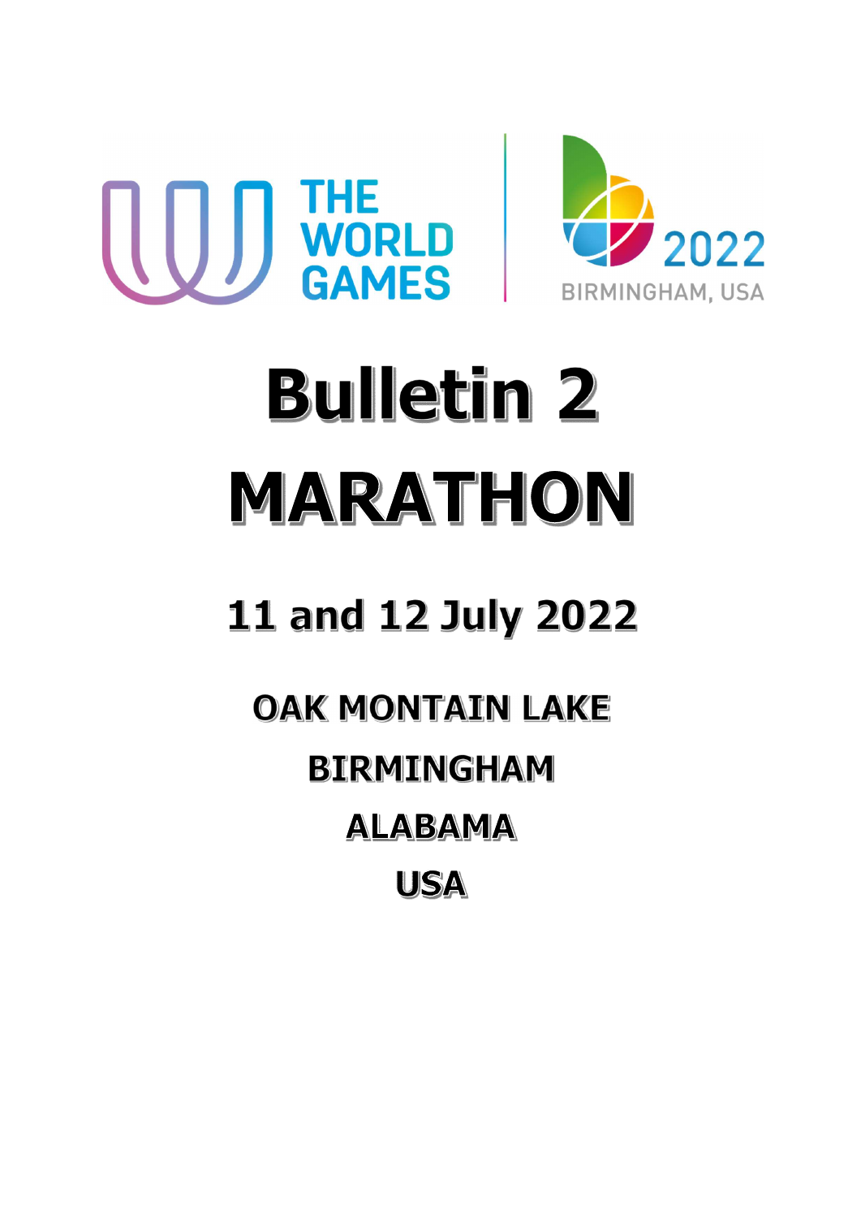THE WORLD GAMES

2022 BIRMINGHAM, USA

# Bulletin 2

# MARATHON

## 11 and 12 July 2022

### OAK MONTAIN LAKE

### BIRMINGHAM

### ALABAMA

### USA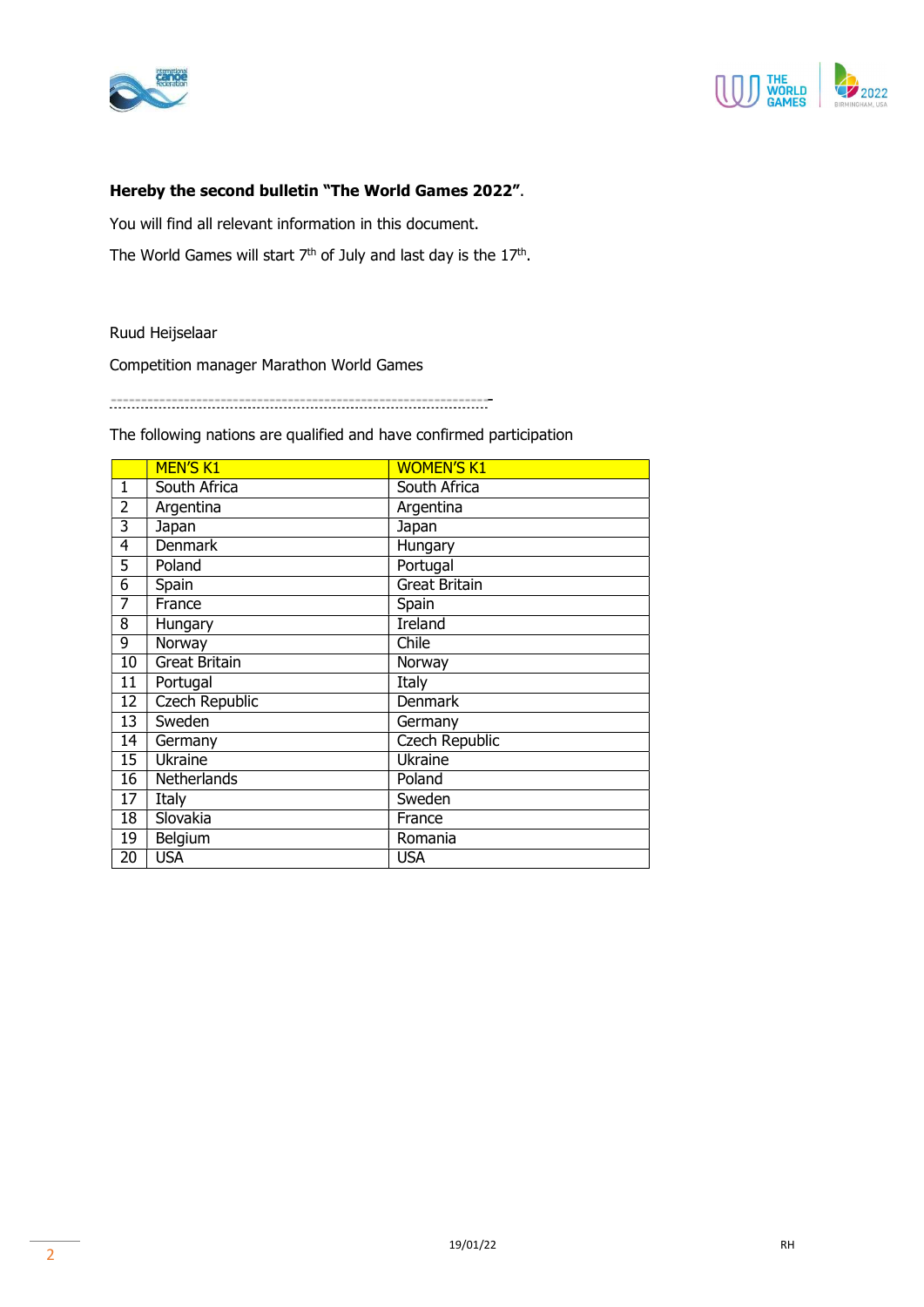**Hereby the second bulletin "The World Games 2022"**.

You will find all relevant information in this document.

The World Games will start 7th of July and last day is the 17th.

Ruud Heijselaar

Competition manager Marathon World Games

-----------------------------------------------------------------

The following nations are qualified and have confirmed participation

| | MEN'S K1 | WOMEN'S K1 |
|---|---|---|
| 1 | South Africa | South Africa |
| 2 | Argentina | Argentina |
| 3 | Japan | Japan |
| 4 | Denmark | Hungary |
| 5 | Poland | Portugal |
| 6 | Spain | Great Britain |
| 7 | France | Spain |
| 8 | Hungary | Ireland |
| 9 | Norway | Chile |
| 10 | Great Britain | Norway |
| 11 | Portugal | Italy |
| 12 | Czech Republic | Denmark |
| 13 | Sweden | Germany |
| 14 | Germany | Czech Republic |
| 15 | Ukraine | Ukraine |
| 16 | Netherlands | Poland |
| 17 | Italy | Sweden |
| 18 | Slovakia | France |
| 19 | Belgium | Romania |
| 20 | USA | USA |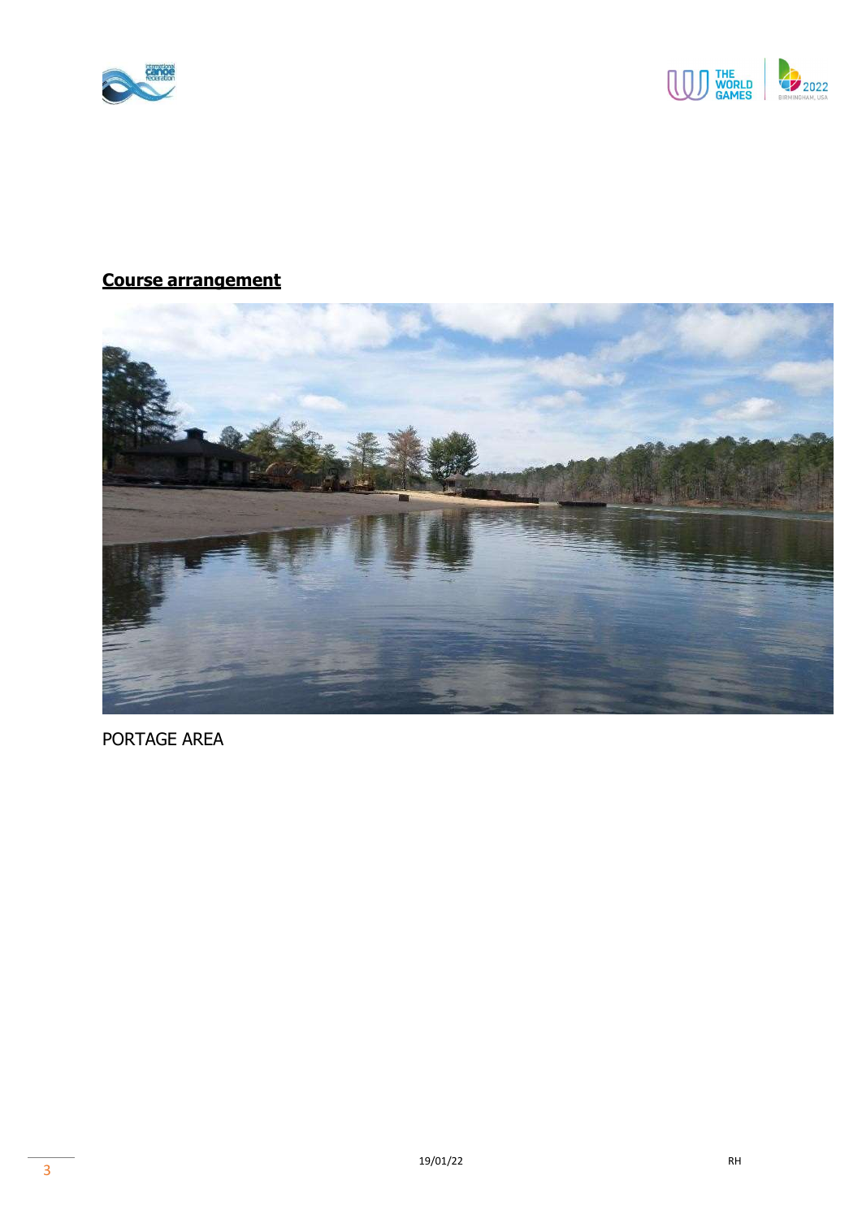## Course arrangement

PORTAGE AREA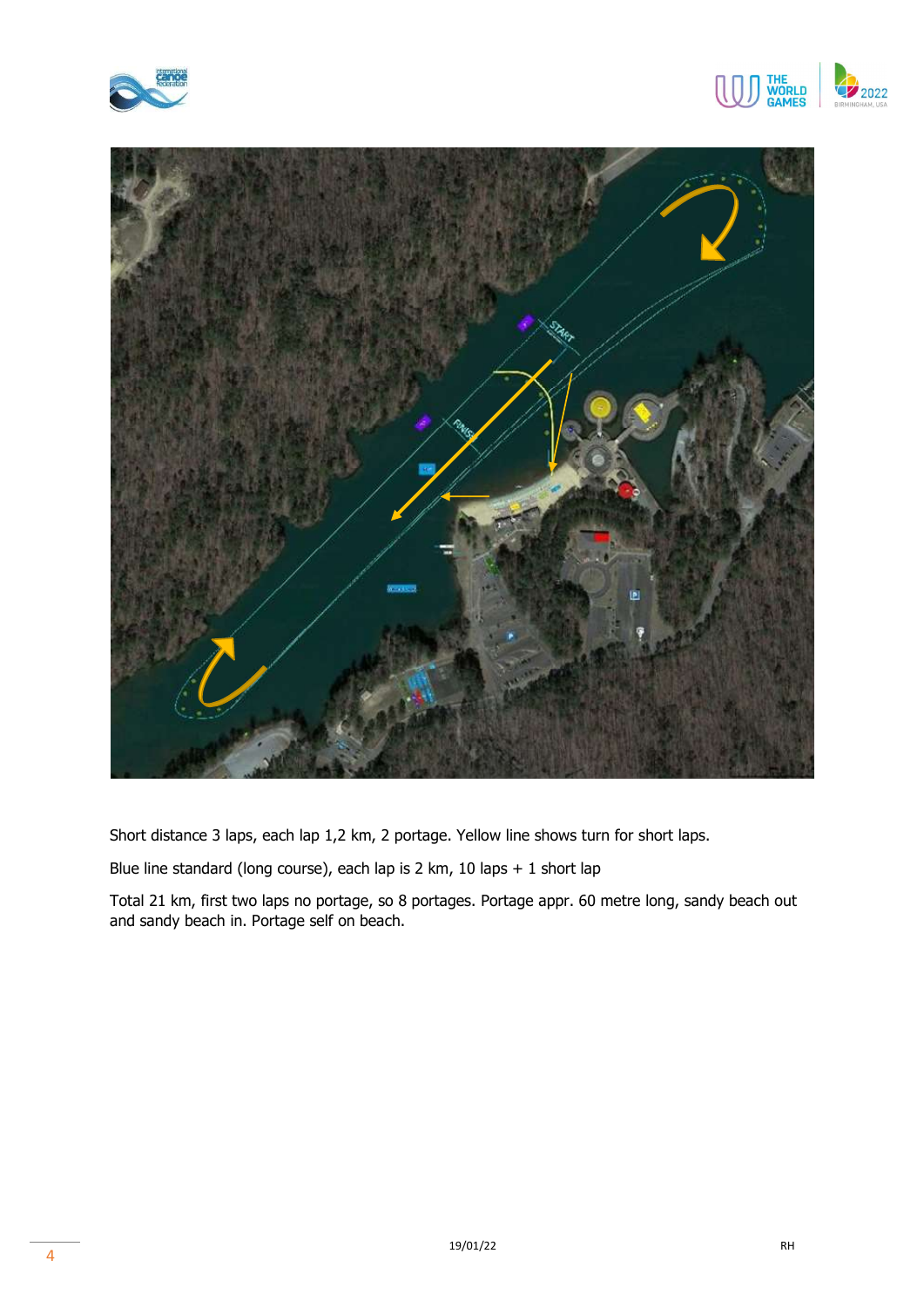Short distance 3 laps, each lap 1,2 km, 2 portage. Yellow line shows turn for short laps.

Blue line standard (long course), each lap is 2 km, 10 laps + 1 short lap

Total 21 km, first two laps no portage, so 8 portages. Portage appr. 60 metre long, sandy beach out and sandy beach in. Portage self on beach.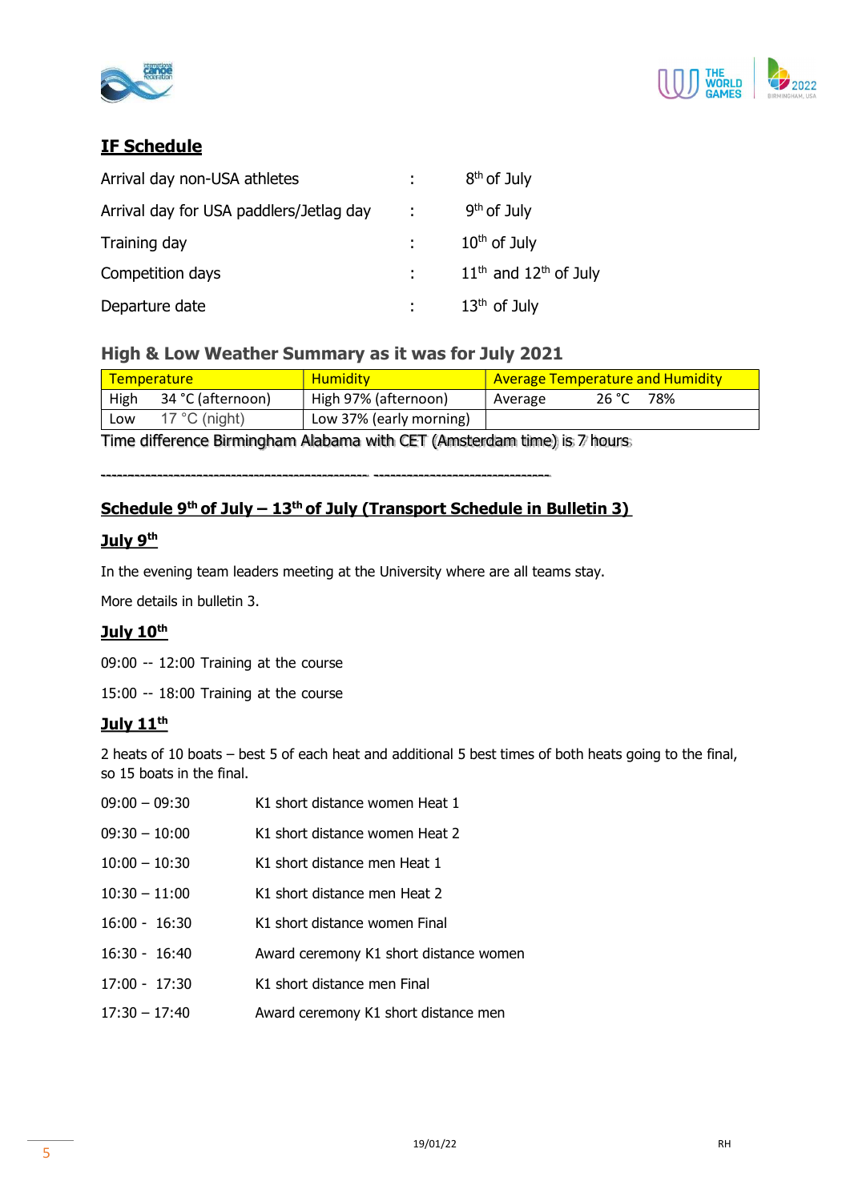## IF Schedule

| | | |
|---|---|---|
| Arrival day non-USA athletes | : | 8th of July |
| Arrival day for USA paddlers/Jetlag day | : | 9th of July |
| Training day | : | 10th of July |
| Competition days | : | 11th and 12th of July |
| Departure date | : | 13th of July |

### High & Low Weather Summary as it was for July 2021

| Temperature | | Humidity | Average Temperature and Humidity | | |
|---|---|---|---|---|---|
| High | 34 °C (afternoon) | High 97% (afternoon) | Average | 26 °C | 78% |
| Low | 17 °C (night) | Low 37% (early morning) | | | |

Time difference Birmingham Alabama with CET (Amsterdam time) is 7 hours

---

## Schedule 9th of July – 13th of July (Transport Schedule in Bulletin 3)

### July 9th

In the evening team leaders meeting at the University where are all teams stay.

More details in bulletin 3.

### July 10th

09:00 -- 12:00 Training at the course

15:00 -- 18:00 Training at the course

### July 11th

2 heats of 10 boats – best 5 of each heat and additional 5 best times of both heats going to the final, so 15 boats in the final.

| | |
|---|---|
| 09:00 – 09:30 | K1 short distance women Heat 1 |
| 09:30 – 10:00 | K1 short distance women Heat 2 |
| 10:00 – 10:30 | K1 short distance men Heat 1 |
| 10:30 – 11:00 | K1 short distance men Heat 2 |
| 16:00 - 16:30 | K1 short distance women Final |
| 16:30 - 16:40 | Award ceremony K1 short distance women |
| 17:00 - 17:30 | K1 short distance men Final |
| 17:30 – 17:40 | Award ceremony K1 short distance men |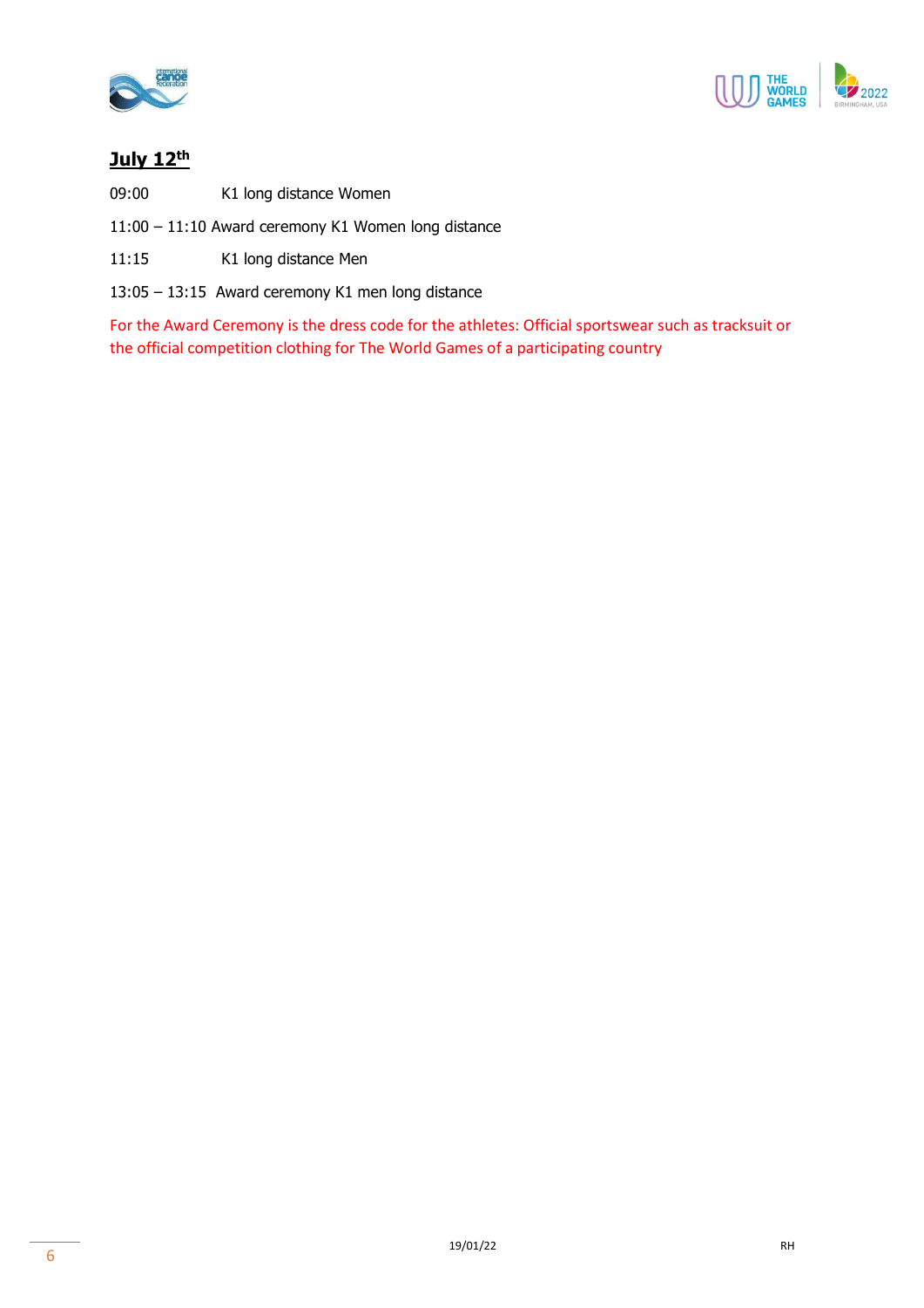## July 12th

09:00 K1 long distance Women

11:00 – 11:10 Award ceremony K1 Women long distance

11:15 K1 long distance Men

13:05 – 13:15 Award ceremony K1 men long distance

For the Award Ceremony is the dress code for the athletes: Official sportswear such as tracksuit or the official competition clothing for The World Games of a participating country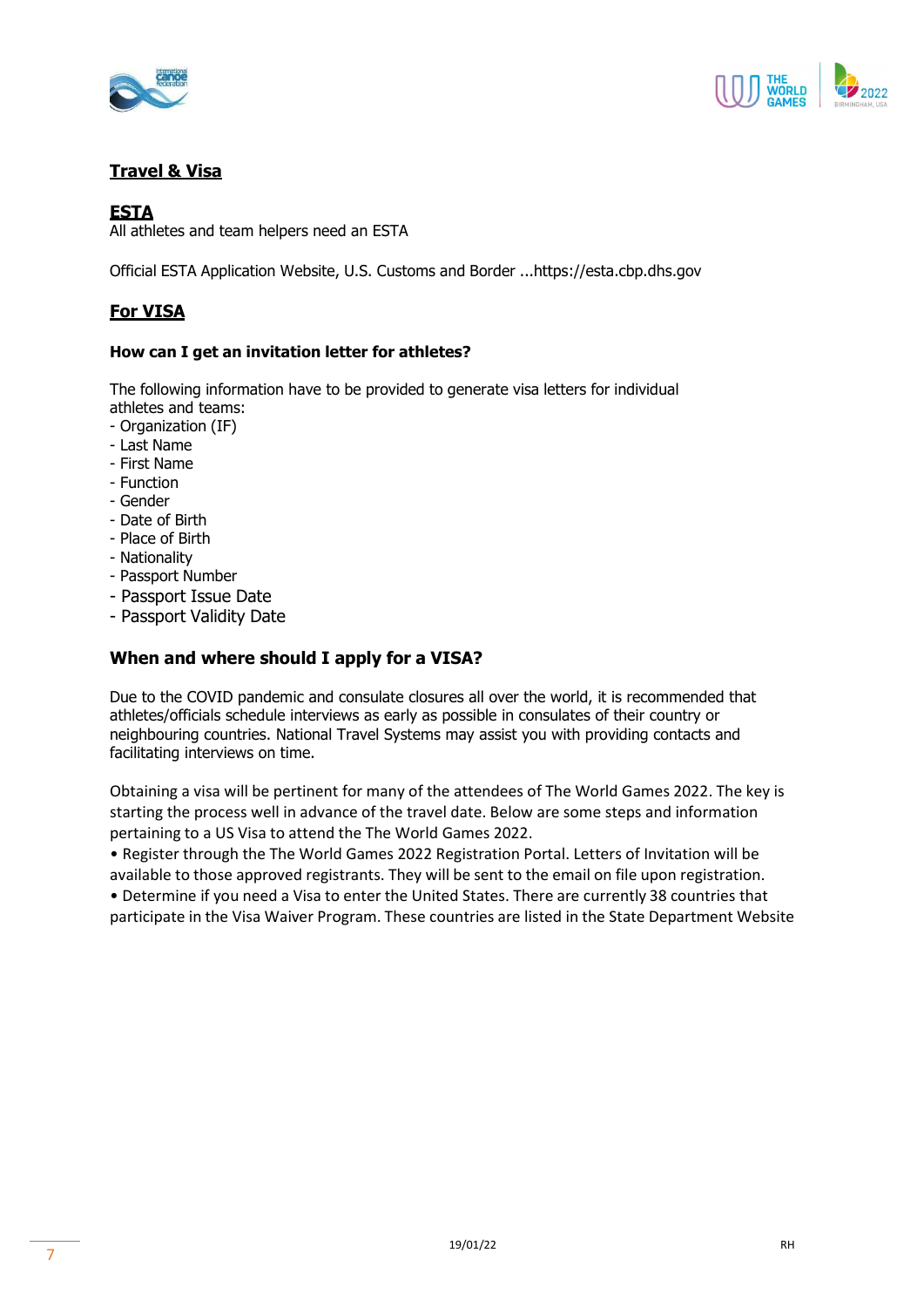## Travel & Visa

### ESTA

All athletes and team helpers need an ESTA

Official ESTA Application Website, U.S. Customs and Border ...https://esta.cbp.dhs.gov

### For VISA

**How can I get an invitation letter for athletes?**

The following information have to be provided to generate visa letters for individual athletes and teams:

- Organization (IF)
- Last Name
- First Name
- Function
- Gender
- Date of Birth
- Place of Birth
- Nationality
- Passport Number
- Passport Issue Date
- Passport Validity Date

**When and where should I apply for a VISA?**

Due to the COVID pandemic and consulate closures all over the world, it is recommended that athletes/officials schedule interviews as early as possible in consulates of their country or neighbouring countries. National Travel Systems may assist you with providing contacts and facilitating interviews on time.

Obtaining a visa will be pertinent for many of the attendees of The World Games 2022. The key is starting the process well in advance of the travel date. Below are some steps and information pertaining to a US Visa to attend the The World Games 2022.

- Register through the The World Games 2022 Registration Portal. Letters of Invitation will be available to those approved registrants. They will be sent to the email on file upon registration.
- Determine if you need a Visa to enter the United States. There are currently 38 countries that participate in the Visa Waiver Program. These countries are listed in the State Department Website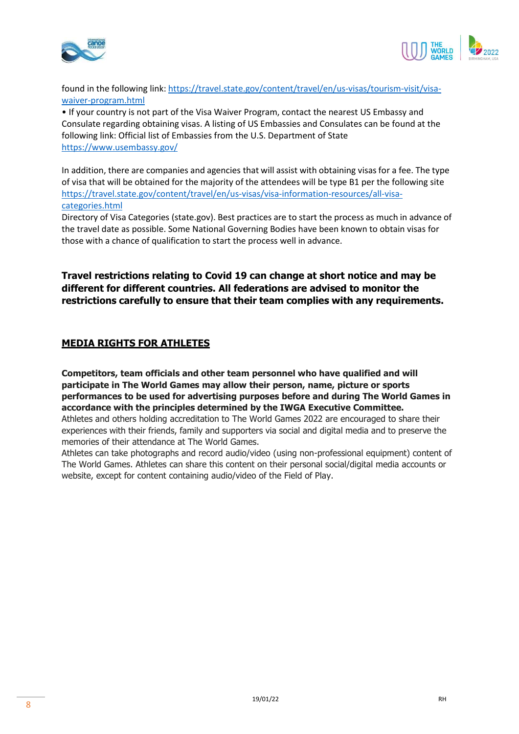found in the following link: [https://travel.state.gov/content/travel/en/us-visas/tourism-visit/visa-waiver-program.html](https://travel.state.gov/content/travel/en/us-visas/tourism-visit/visa-waiver-program.html)

• If your country is not part of the Visa Waiver Program, contact the nearest US Embassy and Consulate regarding obtaining visas. A listing of US Embassies and Consulates can be found at the following link: Official list of Embassies from the U.S. Department of State [https://www.usembassy.gov/](https://www.usembassy.gov/)

In addition, there are companies and agencies that will assist with obtaining visas for a fee. The type of visa that will be obtained for the majority of the attendees will be type B1 per the following site [https://travel.state.gov/content/travel/en/us-visas/visa-information-resources/all-visa-categories.html](https://travel.state.gov/content/travel/en/us-visas/visa-information-resources/all-visa-categories.html)
Directory of Visa Categories (state.gov). Best practices are to start the process as much in advance of the travel date as possible. Some National Governing Bodies have been known to obtain visas for those with a chance of qualification to start the process well in advance.

**Travel restrictions relating to Covid 19 can change at short notice and may be different for different countries. All federations are advised to monitor the restrictions carefully to ensure that their team complies with any requirements.**

## MEDIA RIGHTS FOR ATHLETES

**Competitors, team officials and other team personnel who have qualified and will participate in The World Games may allow their person, name, picture or sports performances to be used for advertising purposes before and during The World Games in accordance with the principles determined by the IWGA Executive Committee.**
Athletes and others holding accreditation to The World Games 2022 are encouraged to share their experiences with their friends, family and supporters via social and digital media and to preserve the memories of their attendance at The World Games.
Athletes can take photographs and record audio/video (using non-professional equipment) content of The World Games. Athletes can share this content on their personal social/digital media accounts or website, except for content containing audio/video of the Field of Play.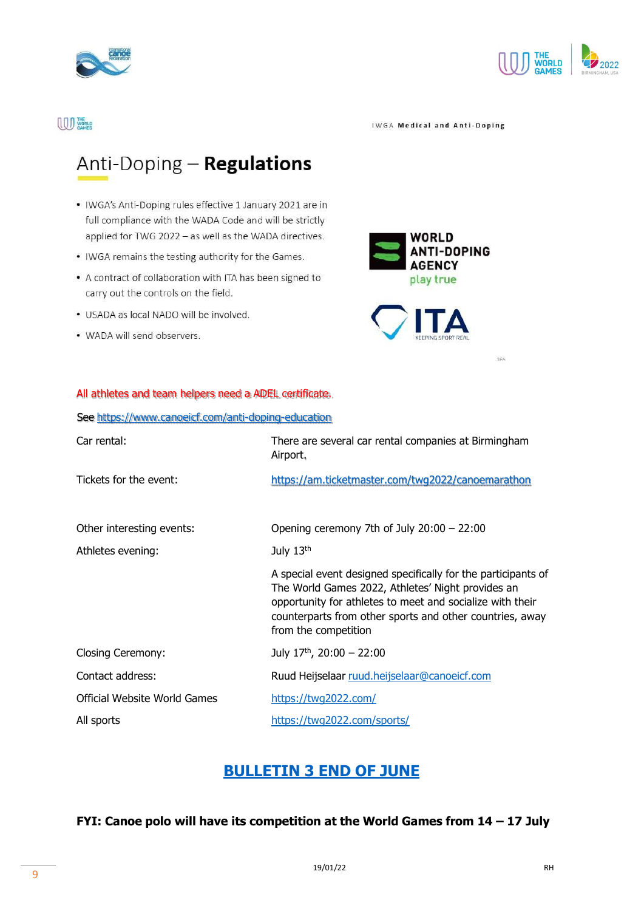IWGA Medical and Anti-Doping

## Anti-Doping – **Regulations**

- IWGA's Anti-Doping rules effective 1 January 2021 are in full compliance with the WADA Code and will be strictly applied for TWG 2022 – as well as the WADA directives.
- IWGA remains the testing authority for the Games.
- A contract of collaboration with ITA has been signed to carry out the controls on the field.
- USADA as local NADO will be involved.
- WADA will send observers.

WORLD ANTI-DOPING AGENCY
play true

ITA
KEEPING SPORT REAL

All athletes and team helpers need a ADEL certificate.

See https://www.canoeicf.com/anti-doping-education

| | |
|---|---|
| Car rental: | There are several car rental companies at Birmingham Airport. |
| Tickets for the event: | https://am.ticketmaster.com/twg2022/canoemarathon |
| Other interesting events: | Opening ceremony 7th of July 20:00 – 22:00 |
| Athletes evening: | July 13th |
| | A special event designed specifically for the participants of The World Games 2022, Athletes' Night provides an opportunity for athletes to meet and socialize with their counterparts from other sports and other countries, away from the competition |
| Closing Ceremony: | July 17th, 20:00 – 22:00 |
| Contact address: | Ruud Heijselaar ruud.heijselaar@canoeicf.com |
| Official Website World Games | https://twg2022.com/ |
| All sports | https://twg2022.com/sports/ |

## BULLETIN 3 END OF JUNE

**FYI: Canoe polo will have its competition at the World Games from 14 – 17 July**

19/01/22 RH